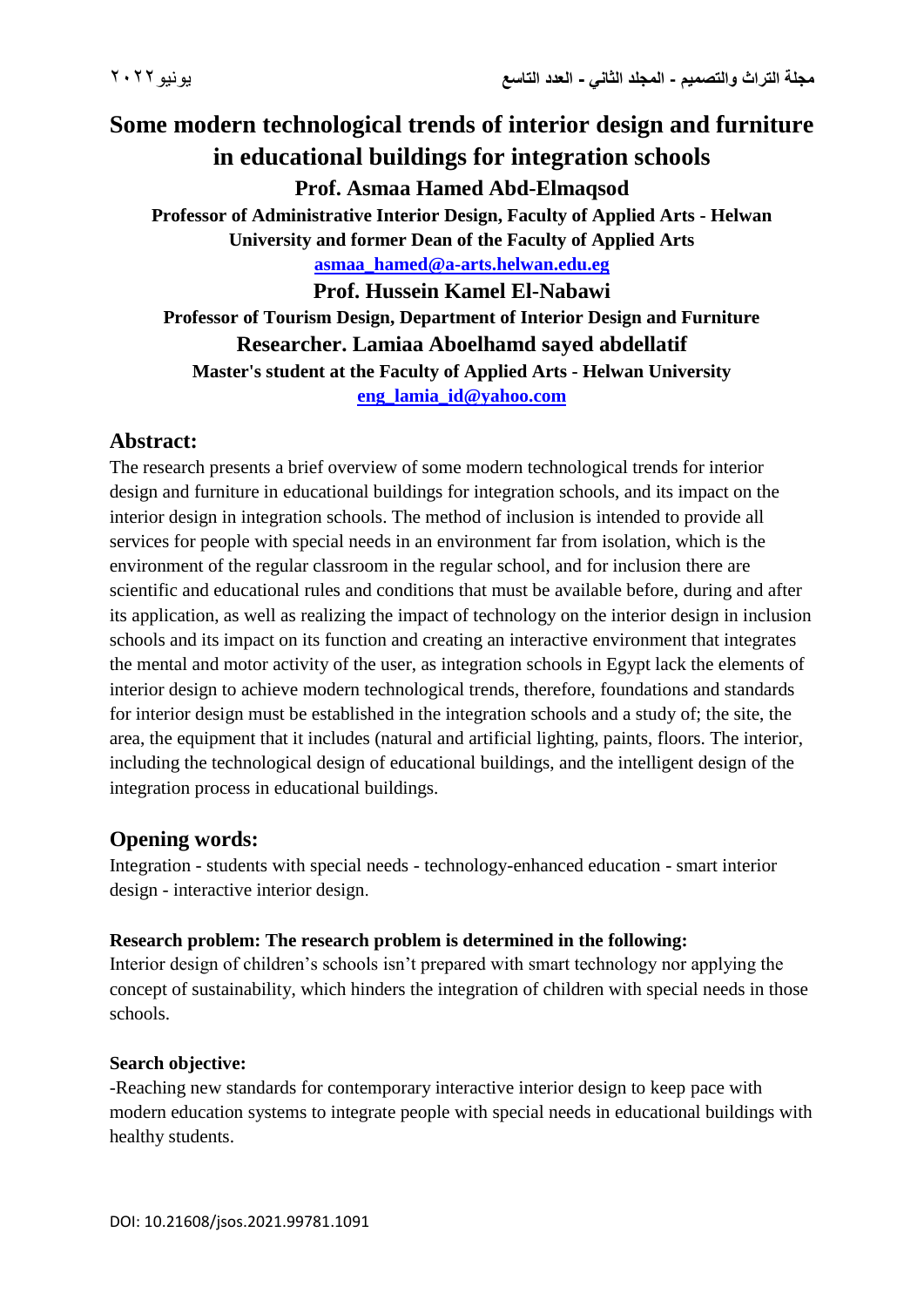# Some modern technological trends of interior design and furniture in educational buildings for integration schools

**Prof. Asmaa Hamed Abd-Elmaqsod**

**Professor of Administrative Interior Design, Faculty of Applied Arts - Helwan University and former Dean of the Faculty of Applied Arts**

**asmaa_hamed@a-arts.helwan.edu.eg**

**Prof. Hussein Kamel El-Nabawi**

**Professor of Tourism Design, Department of Interior Design and Furniture**

**Researcher. Lamiaa Aboelhamd sayed abdellatif**

**Master's student at the Faculty of Applied Arts - Helwan University**

**eng_lamia_id@yahoo.com**

## Abstract:

The research presents a brief overview of some modern technological trends for interior design and furniture in educational buildings for integration schools, and its impact on the interior design in integration schools. The method of inclusion is intended to provide all services for people with special needs in an environment far from isolation, which is the environment of the regular classroom in the regular school, and for inclusion there are scientific and educational rules and conditions that must be available before, during and after its application, as well as realizing the impact of technology on the interior design in inclusion schools and its impact on its function and creating an interactive environment that integrates the mental and motor activity of the user, as integration schools in Egypt lack the elements of interior design to achieve modern technological trends, therefore, foundations and standards for interior design must be established in the integration schools and a study of; the site, the area, the equipment that it includes (natural and artificial lighting, paints, floors. The interior, including the technological design of educational buildings, and the intelligent design of the integration process in educational buildings.

## Opening words:

Integration - students with special needs - technology-enhanced education - smart interior design - interactive interior design.

**Research problem: The research problem is determined in the following:**

Interior design of children's schools isn't prepared with smart technology nor applying the concept of sustainability, which hinders the integration of children with special needs in those schools.

**Search objective:**

-Reaching new standards for contemporary interactive interior design to keep pace with modern education systems to integrate people with special needs in educational buildings with healthy students.

DOI: 10.21608/jsos.2021.99781.1091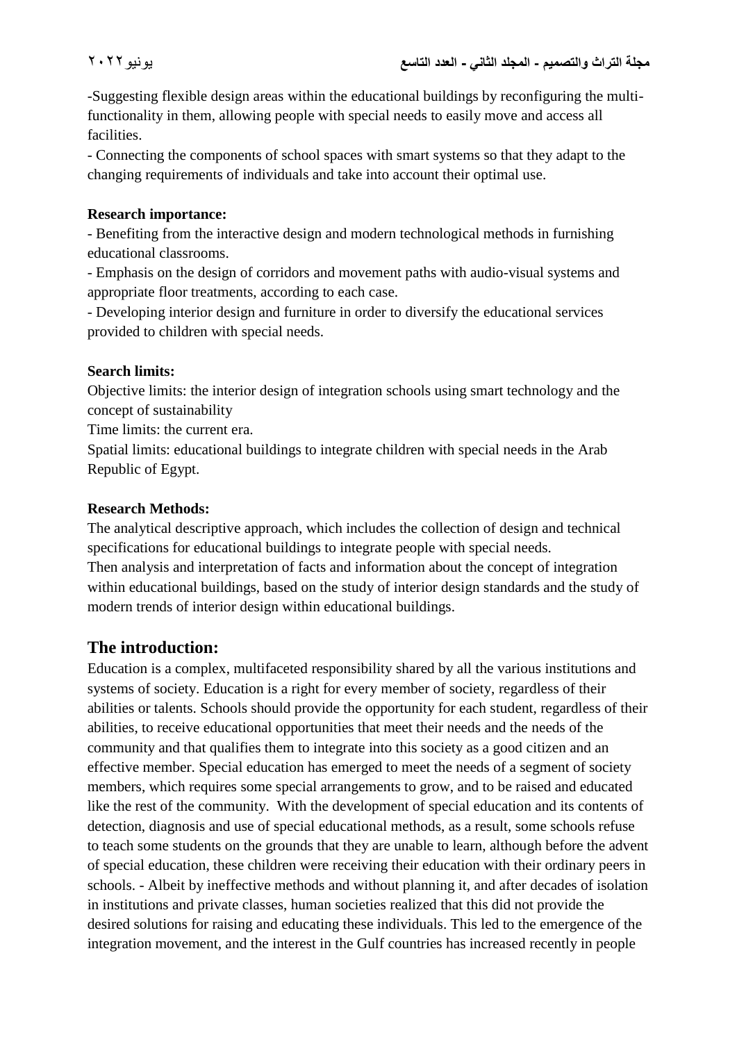-Suggesting flexible design areas within the educational buildings by reconfiguring the multi-functionality in them, allowing people with special needs to easily move and access all facilities.

- Connecting the components of school spaces with smart systems so that they adapt to the changing requirements of individuals and take into account their optimal use.

**Research importance:**

- Benefiting from the interactive design and modern technological methods in furnishing educational classrooms.
- Emphasis on the design of corridors and movement paths with audio-visual systems and appropriate floor treatments, according to each case.
- Developing interior design and furniture in order to diversify the educational services provided to children with special needs.

**Search limits:**

Objective limits: the interior design of integration schools using smart technology and the concept of sustainability

Time limits: the current era.

Spatial limits: educational buildings to integrate children with special needs in the Arab Republic of Egypt.

**Research Methods:**

The analytical descriptive approach, which includes the collection of design and technical specifications for educational buildings to integrate people with special needs.

Then analysis and interpretation of facts and information about the concept of integration within educational buildings, based on the study of interior design standards and the study of modern trends of interior design within educational buildings.

## The introduction:

Education is a complex, multifaceted responsibility shared by all the various institutions and systems of society. Education is a right for every member of society, regardless of their abilities or talents. Schools should provide the opportunity for each student, regardless of their abilities, to receive educational opportunities that meet their needs and the needs of the community and that qualifies them to integrate into this society as a good citizen and an effective member. Special education has emerged to meet the needs of a segment of society members, which requires some special arrangements to grow, and to be raised and educated like the rest of the community. With the development of special education and its contents of detection, diagnosis and use of special educational methods, as a result, some schools refuse to teach some students on the grounds that they are unable to learn, although before the advent of special education, these children were receiving their education with their ordinary peers in schools. - Albeit by ineffective methods and without planning it, and after decades of isolation in institutions and private classes, human societies realized that this did not provide the desired solutions for raising and educating these individuals. This led to the emergence of the integration movement, and the interest in the Gulf countries has increased recently in people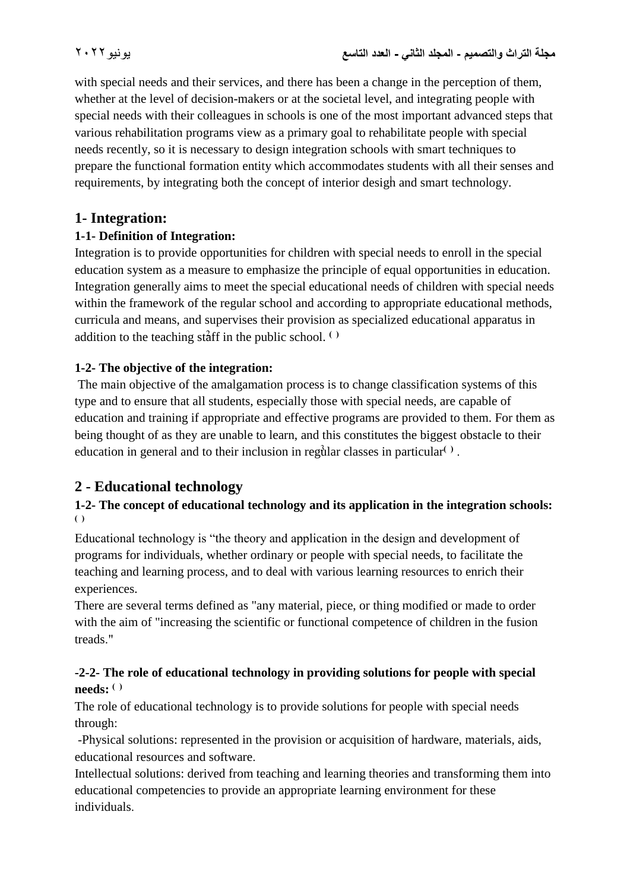with special needs and their services, and there has been a change in the perception of them, whether at the level of decision-makers or at the societal level, and integrating people with special needs with their colleagues in schools is one of the most important advanced steps that various rehabilitation programs view as a primary goal to rehabilitate people with special needs recently, so it is necessary to design integration schools with smart techniques to prepare the functional formation entity which accommodates students with all their senses and requirements, by integrating both the concept of interior desigh and smart technology.

## 1- Integration:

### 1-1- Definition of Integration:

Integration is to provide opportunities for children with special needs to enroll in the special education system as a measure to emphasize the principle of equal opportunities in education. Integration generally aims to meet the special educational needs of children with special needs within the framework of the regular school and according to appropriate educational methods, curricula and means, and supervises their provision as specialized educational apparatus in addition to the teaching staff in the public school. (2)

### 1-2- The objective of the integration:

The main objective of the amalgamation process is to change classification systems of this type and to ensure that all students, especially those with special needs, are capable of education and training if appropriate and effective programs are provided to them. For them as being thought of as they are unable to learn, and this constitutes the biggest obstacle to their education in general and to their inclusion in regular classes in particular(3).

## 2 - Educational technology

### 1-2- The concept of educational technology and its application in the integration schools: ( )

Educational technology is "the theory and application in the design and development of programs for individuals, whether ordinary or people with special needs, to facilitate the teaching and learning process, and to deal with various learning resources to enrich their experiences.

There are several terms defined as "any material, piece, or thing modified or made to order with the aim of "increasing the scientific or functional competence of children in the fusion treads."

### -2-2- The role of educational technology in providing solutions for people with special needs: ( )

The role of educational technology is to provide solutions for people with special needs through:

-Physical solutions: represented in the provision or acquisition of hardware, materials, aids, educational resources and software.

Intellectual solutions: derived from teaching and learning theories and transforming them into educational competencies to provide an appropriate learning environment for these individuals.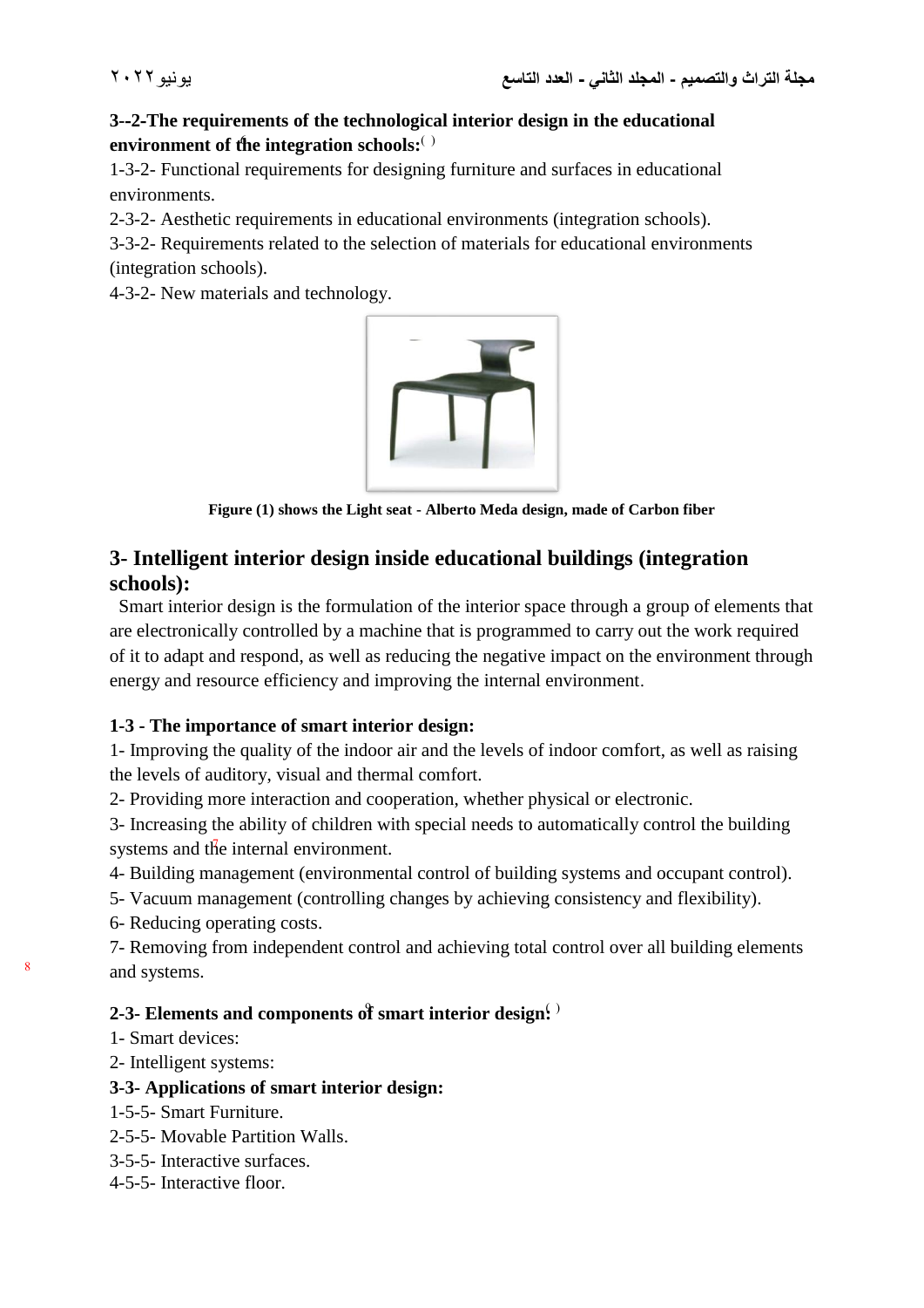**3--2-The requirements of the technological interior design in the educational environment of the integration schools:**[6]

1-3-2- Functional requirements for designing furniture and surfaces in educational environments.

2-3-2- Aesthetic requirements in educational environments (integration schools).

3-3-2- Requirements related to the selection of materials for educational environments (integration schools).

4-3-2- New materials and technology.

**Figure (1) shows the Light seat - Alberto Meda design, made of Carbon fiber**

## 3- Intelligent interior design inside educational buildings (integration schools):

Smart interior design is the formulation of the interior space through a group of elements that are electronically controlled by a machine that is programmed to carry out the work required of it to adapt and respond, as well as reducing the negative impact on the environment through energy and resource efficiency and improving the internal environment.

**1-3 - The importance of smart interior design:**

1- Improving the quality of the indoor air and the levels of indoor comfort, as well as raising the levels of auditory, visual and thermal comfort.

2- Providing more interaction and cooperation, whether physical or electronic.

3- Increasing the ability of children with special needs to automatically control the building systems and the internal environment.[7]

4- Building management (environmental control of building systems and occupant control).

5- Vacuum management (controlling changes by achieving consistency and flexibility).

6- Reducing operating costs.

7- Removing from independent control and achieving total control over all building elements and systems.[8]

**2-3- Elements and components of smart interior design:**[9]

1- Smart devices:

2- Intelligent systems:

**3-3- Applications of smart interior design:**

1-5-5- Smart Furniture.

2-5-5- Movable Partition Walls.

3-5-5- Interactive surfaces.

4-5-5- Interactive floor.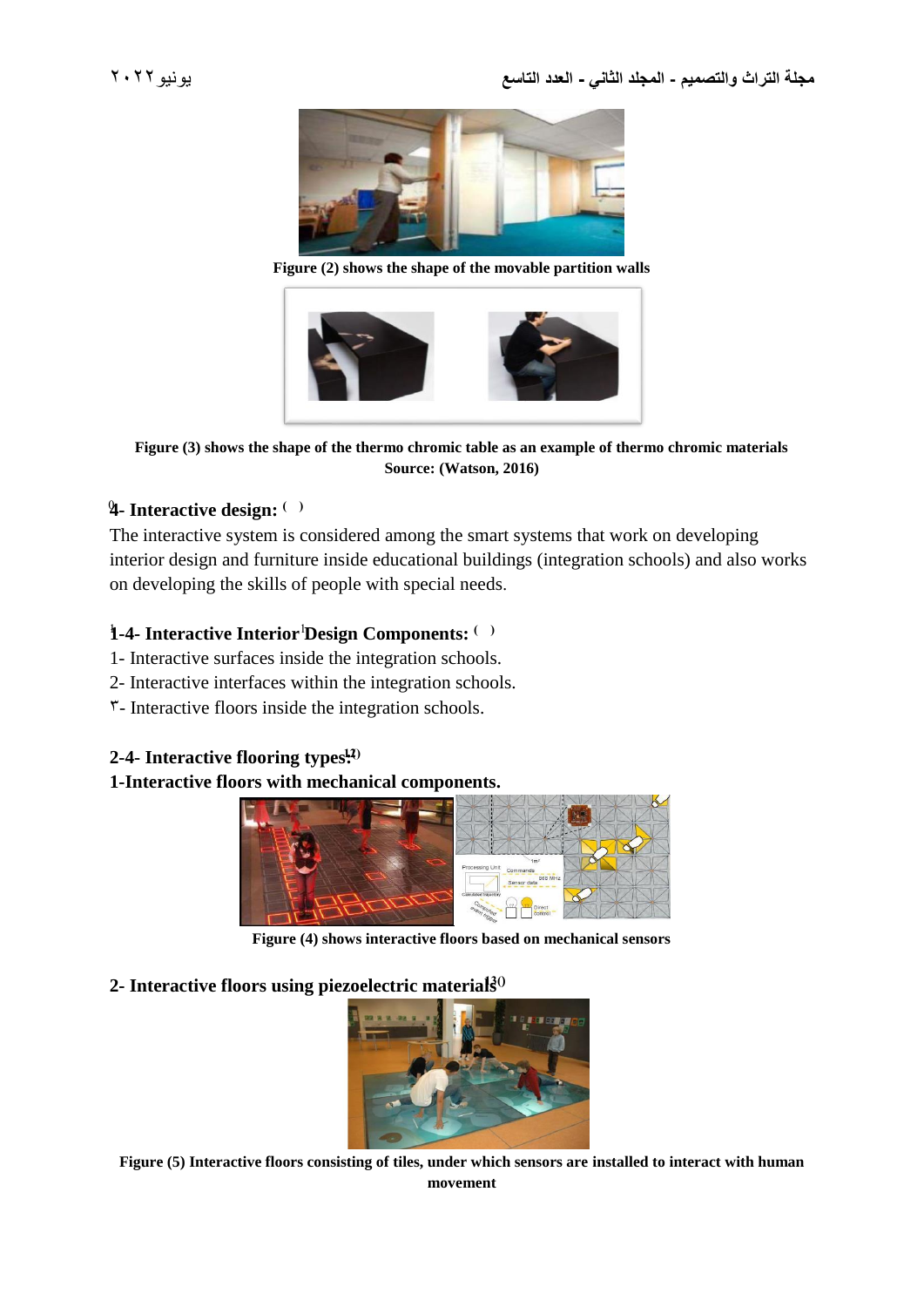Figure (2) shows the shape of the movable partition walls

Figure (3) shows the shape of the thermo chromic table as an example of thermo chromic materials
Source: (Watson, 2016)

## 4- Interactive design: ( )

The interactive system is considered among the smart systems that work on developing interior design and furniture inside educational buildings (integration schools) and also works on developing the skills of people with special needs.

### 1-4- Interactive Interior Design Components: ( )

1- Interactive surfaces inside the integration schools.
2- Interactive interfaces within the integration schools.
٣- Interactive floors inside the integration schools.

### 2-4- Interactive flooring types:(12)

**1-Interactive floors with mechanical components.**

Figure (4) shows interactive floors based on mechanical sensors

**2- Interactive floors using piezoelectric materials(13)**

Figure (5) Interactive floors consisting of tiles, under which sensors are installed to interact with human movement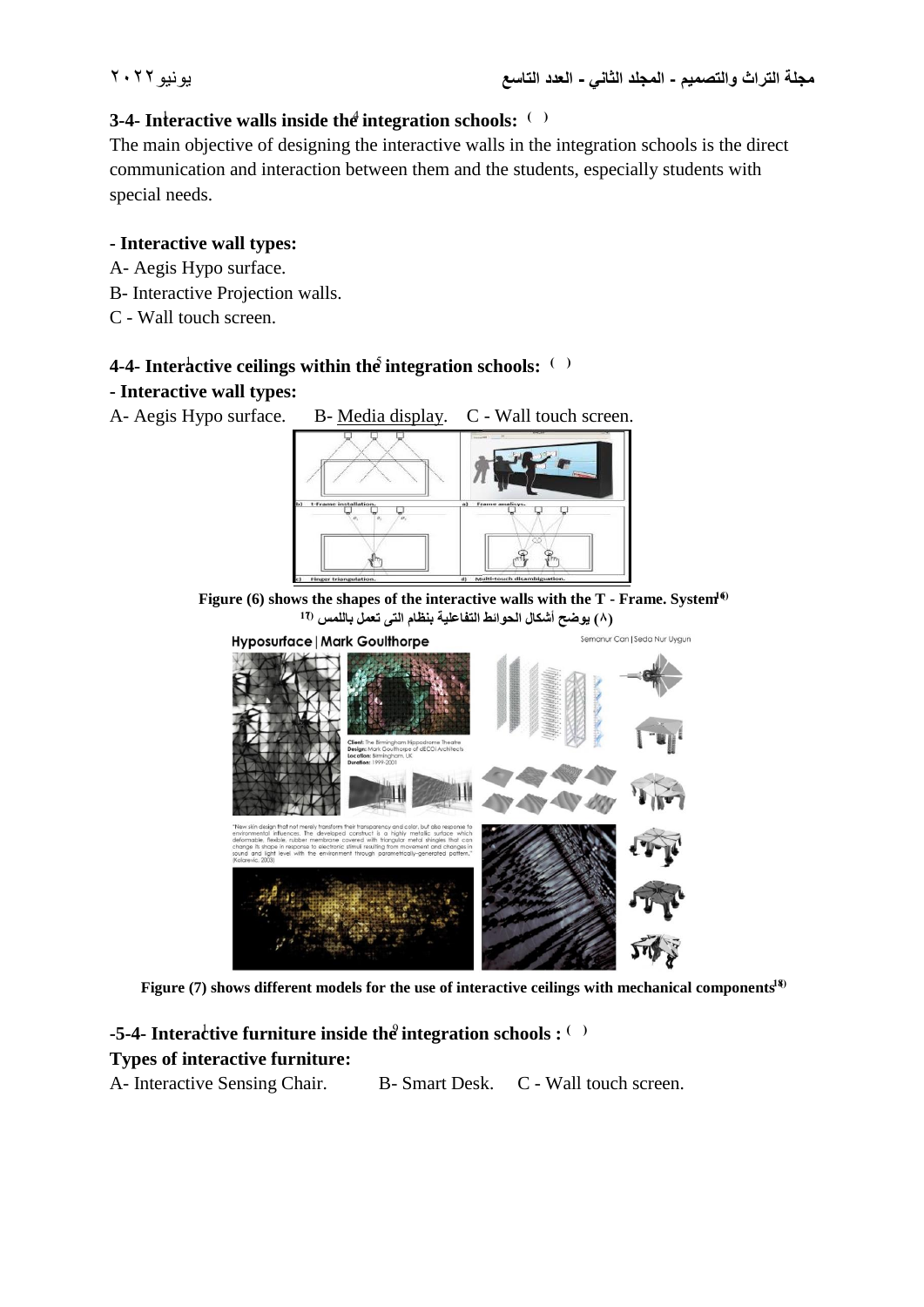### 3-4- Interactive walls inside the integration schools: ( )

The main objective of designing the interactive walls in the integration schools is the direct communication and interaction between them and the students, especially students with special needs.

**- Interactive wall types:**

A- Aegis Hypo surface.

B- Interactive Projection walls.

C - Wall touch screen.

### 4-4- Interactive ceilings within the integration schools: ( )

**- Interactive wall types:**

A- Aegis Hypo surface. B- Media display. C - Wall touch screen.

**Figure (6) shows the shapes of the interactive walls with the T - Frame. System[16]**

**(٨) يوضح أشكال الحوائط التفاعلية بنظام التى تعمل باللمس [17]**

**Figure (7) shows different models for the use of interactive ceilings with mechanical components[18]**

### -5-4- Interactive furniture inside the integration schools : ( )

**Types of interactive furniture:**

A- Interactive Sensing Chair. B- Smart Desk. C - Wall touch screen.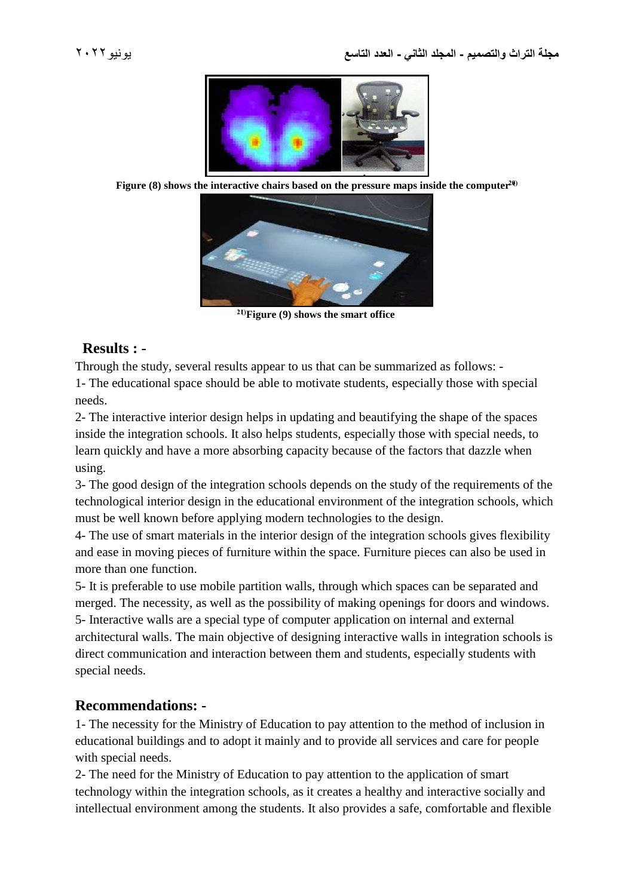Figure (8) shows the interactive chairs based on the pressure maps inside the computer[20]

[21]Figure (9) shows the smart office

## Results : -

Through the study, several results appear to us that can be summarized as follows: -

1- The educational space should be able to motivate students, especially those with special needs.

2- The interactive interior design helps in updating and beautifying the shape of the spaces inside the integration schools. It also helps students, especially those with special needs, to learn quickly and have a more absorbing capacity because of the factors that dazzle when using.

3- The good design of the integration schools depends on the study of the requirements of the technological interior design in the educational environment of the integration schools, which must be well known before applying modern technologies to the design.

4- The use of smart materials in the interior design of the integration schools gives flexibility and ease in moving pieces of furniture within the space. Furniture pieces can also be used in more than one function.

5- It is preferable to use mobile partition walls, through which spaces can be separated and merged. The necessity, as well as the possibility of making openings for doors and windows.

5- Interactive walls are a special type of computer application on internal and external architectural walls. The main objective of designing interactive walls in integration schools is direct communication and interaction between them and students, especially students with special needs.

## Recommendations: -

1- The necessity for the Ministry of Education to pay attention to the method of inclusion in educational buildings and to adopt it mainly and to provide all services and care for people with special needs.

2- The need for the Ministry of Education to pay attention to the application of smart technology within the integration schools, as it creates a healthy and interactive socially and intellectual environment among the students. It also provides a safe, comfortable and flexible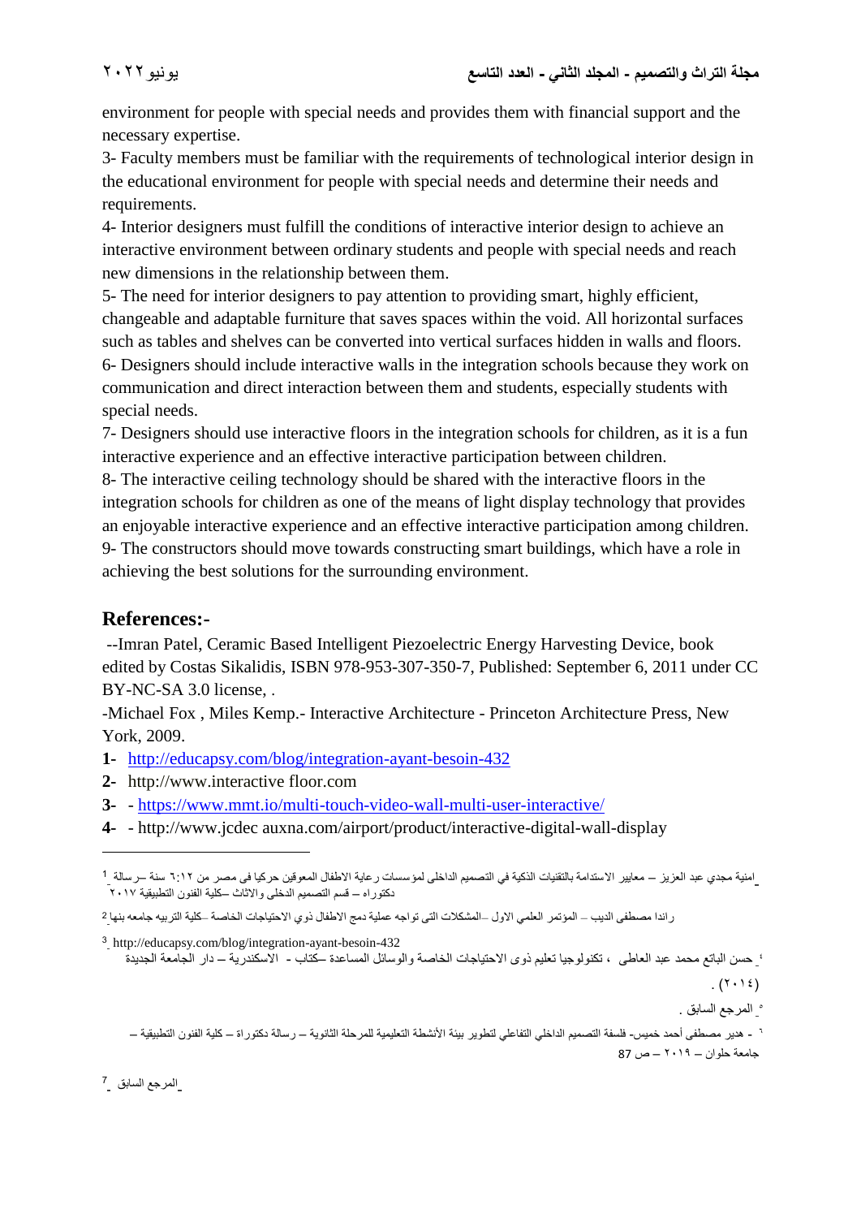environment for people with special needs and provides them with financial support and the necessary expertise.

3- Faculty members must be familiar with the requirements of technological interior design in the educational environment for people with special needs and determine their needs and requirements.

4- Interior designers must fulfill the conditions of interactive interior design to achieve an interactive environment between ordinary students and people with special needs and reach new dimensions in the relationship between them.

5- The need for interior designers to pay attention to providing smart, highly efficient, changeable and adaptable furniture that saves spaces within the void. All horizontal surfaces such as tables and shelves can be converted into vertical surfaces hidden in walls and floors.

6- Designers should include interactive walls in the integration schools because they work on communication and direct interaction between them and students, especially students with special needs.

7- Designers should use interactive floors in the integration schools for children, as it is a fun interactive experience and an effective interactive participation between children.

8- The interactive ceiling technology should be shared with the interactive floors in the integration schools for children as one of the means of light display technology that provides an enjoyable interactive experience and an effective interactive participation among children.

9- The constructors should move towards constructing smart buildings, which have a role in achieving the best solutions for the surrounding environment.

## References:-

--Imran Patel, Ceramic Based Intelligent Piezoelectric Energy Harvesting Device, book edited by Costas Sikalidis, ISBN 978-953-307-350-7, Published: September 6, 2011 under CC BY-NC-SA 3.0 license, .

-Michael Fox , Miles Kemp.- Interactive Architecture - Princeton Architecture Press, New York, 2009.

1- http://educapsy.com/blog/integration-ayant-besoin-432
2- http://www.interactive floor.com
3- - https://www.mmt.io/multi-touch-video-wall-multi-user-interactive/
4- - http://www.jcdec auxna.com/airport/product/interactive-digital-wall-display

---

[1] امنية مجدي عبد العزيز – معايير الاستدامة بالتقنيات الذكية في التصميم الداخلى لمؤسسات رعاية الاطفال المعوقين حركيا فى مصر من ٦:١٢ سنة –رسالة دكتوراه – قسم التصميم الدخلى والاثاث –كلية الفنون التطبيقية ٢٠١٧

[2] راندا مصطفى الديب – المؤتمر العلمي الاول –المشكلات التى تواجه عملية دمج الاطفال ذوي الاحتياجات الخاصة –كلية التربيه جامعه بنها

[3] http://educapsy.com/blog/integration-ayant-besoin-432

[4] حسن الباتع محمد عبد العاطى ، تكنولوجيا تعليم ذوى الاحتياجات الخاصة والوسائل المساعدة –كتاب - الاسكندرية – دار الجامعة الجديدة (٢٠١٤) .

[5] المرجع السابق .

[6] - هدير مصطفى أحمد خميس- فلسفة التصميم الداخلي التفاعلي لتطوير بيئة الأنشطة التعليمية للمرحلة الثانوية – رسالة دكتوراة – كلية الفنون التطبيقية – جامعة حلوان – ٢٠١٩ – ص 87

[7] المرجع السابق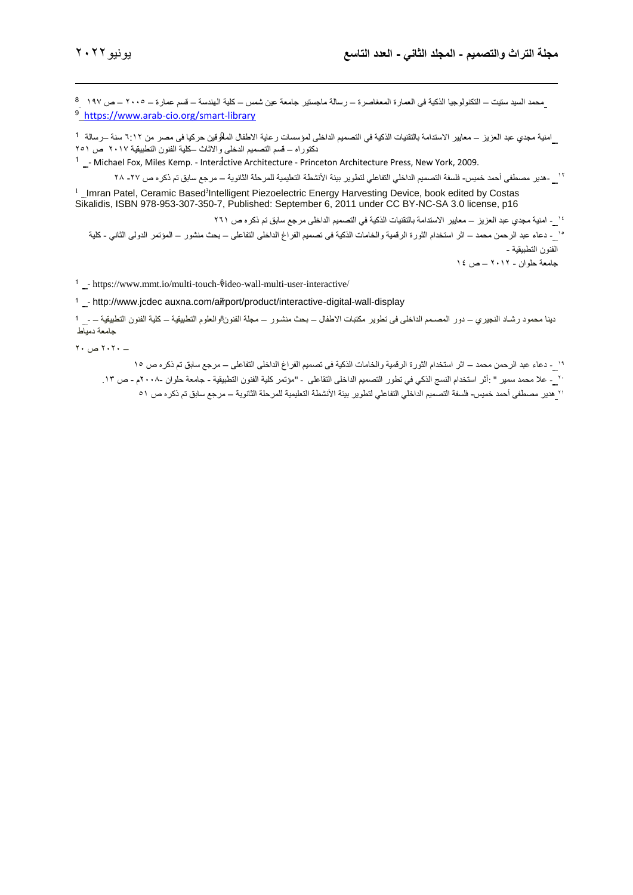[8] محمد السيد ستيت – التكنولوجيا الذكية فى العمارة المعاصرة – رسالة ماجستير جامعة عين شمس – كلية الهندسة – قسم عمارة – ٢٠٠٥ – ص ١٩٧

[9] https://www.arab-cio.org/smart-library

[1] امنية مجدي عبد العزيز – معايير الاستدامة بالتقنيات الذكية في التصميم الداخلى لمؤسسات رعاية الاطفال المعاقين حركيا فى مصر من ٦:١٢ سنة –رسالة دكتوراه – قسم التصميم الدخلى والاثاث –كلية الفنون التطبيقية ٢٠١٧ ص ٢٥١

[1] - Michael Fox, Miles Kemp. - Interactive Architecture - Princeton Architecture Press, New York, 2009.

[١٢] -هدير مصطفى أحمد خميس- فلسفة التصميم الداخلي التفاعلي لتطوير بيئة الأنشطة التعليمية للمرحلة الثانوية – مرجع سابق تم ذكره ص ٢٧- ٢٨

[1] Imran Patel, Ceramic Based Intelligent Piezoelectric Energy Harvesting Device, book edited by Costas Sikalidis, ISBN 978-953-307-350-7, Published: September 6, 2011 under CC BY-NC-SA 3.0 license, p16

[١٤] - امنية مجدي عبد العزيز – معايير الاستدامة بالتقنيات الذكية في التصميم الداخلى مرجع سابق تم ذكره ص ٢٦١

[١٥] - دعاء عبد الرحمن محمد – اثر استخدام الثورة الرقمية والخامات الذكية فى تصميم الفراغ الداخلى التفاعلى – بحث منشور – المؤتمر الدولى الثاني - كلية الفنون التطبيقية - جامعة حلوان - ٢٠١٢ – ص ١٤

[1] - https://www.mmt.io/multi-touch-video-wall-multi-user-interactive/

[1] - http://www.jcdec auxna.com/airport/product/interactive-digital-wall-display

[1] دينا محمود رشاد النجيري – دور المصمم الداخلى فى تطوير مكتبات الاطفال – بحث منشور – مجلة الفنون والعلوم التطبيقية – كلية الفنون التطبيقية – جامعة دمياط – ٢٠٢٠ ص ٢٠

[١٩] - دعاء عبد الرحمن محمد – اثر استخدام الثورة الرقمية والخامات الذكية فى تصميم الفراغ الداخلى التفاعلى – مرجع سابق تم ذكره ص ١٥

[٢٠] - علا محمد سمير " :أثر استخدام النسج الذكي في تطور التصميم الداخلى التفاعلى - "مؤتمر كلية الفنون التطبيقية - جامعة حلوان -٢٠٠٨م - ص ١٣.

[٢١] هدير مصطفى أحمد خميس- فلسفة التصميم الداخلي التفاعلي لتطوير بيئة الأنشطة التعليمية للمرحلة الثانوية – مرجع سابق تم ذكره ص ٥١